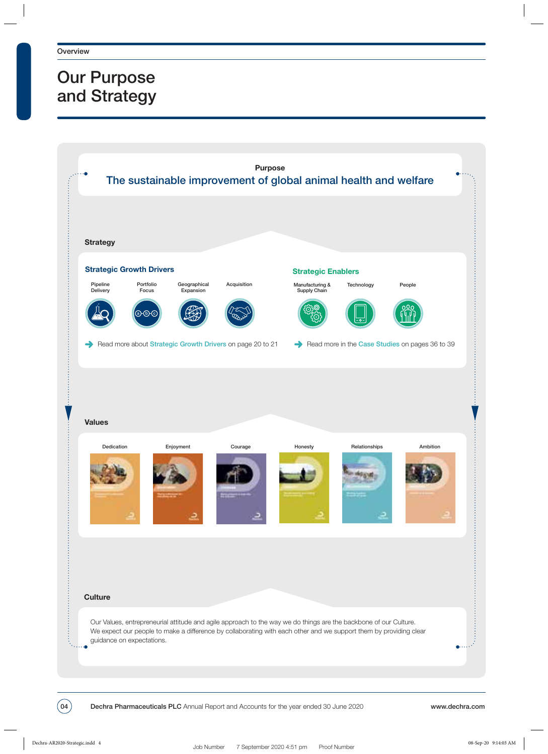Overview

# Our Purpose and Strategy

**Purpose**

## The sustainable improvement of global animal health and welfare

### Strategy

#### Strategic Growth Drivers

- Pipeline Delivery
- Portfolio Focus
- Geographical Expansion
- Acquisition

Read more about Strategic Growth Drivers on page 20 to 21

#### Strategic Enablers

- Manufacturing & Supply Chain
- Technology
- People

Read more in the Case Studies on pages 36 to 39

### Values

- Dedication
- Enjoyment
- Courage
- Honesty
- Relationships
- Ambition

### Culture

Our Values, entrepreneurial attitude and agile approach to the way we do things are the backbone of our Culture. We expect our people to make a difference by collaborating with each other and we support them by providing clear guidance on expectations.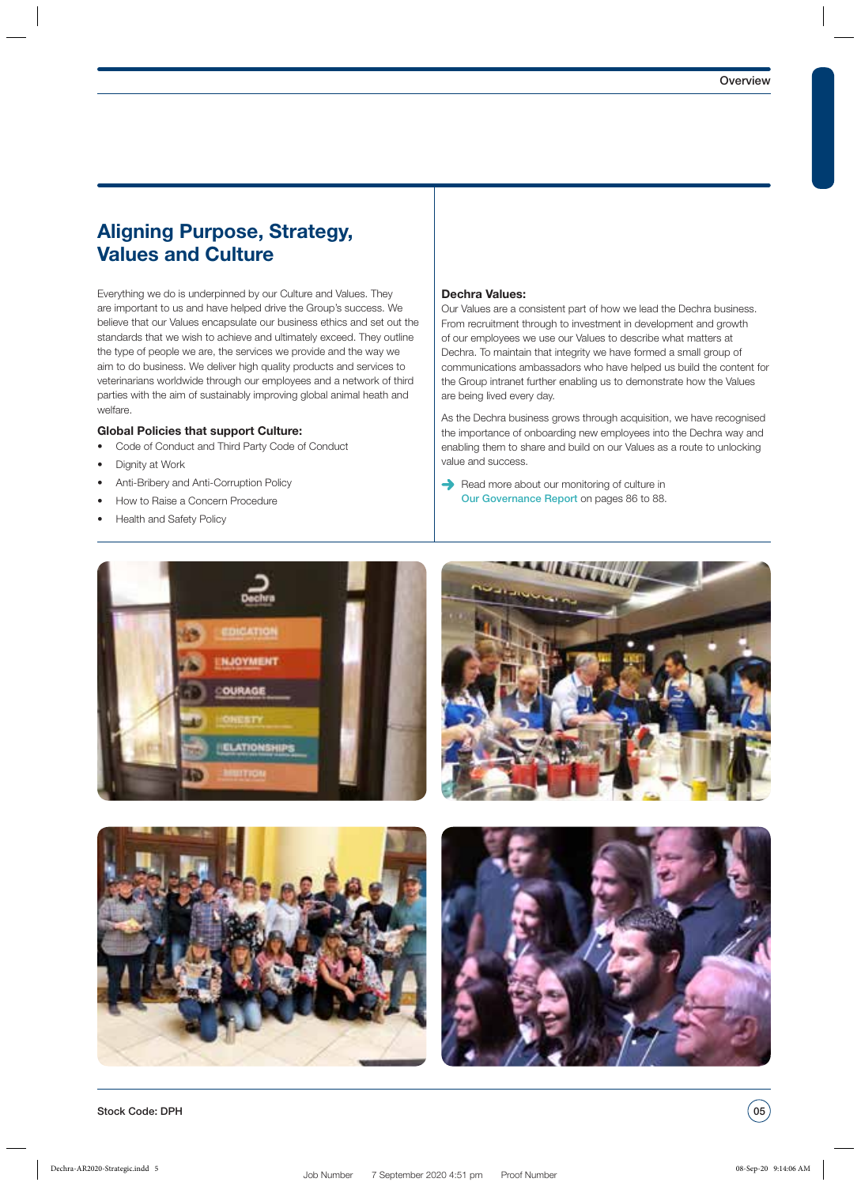# Aligning Purpose, Strategy, Values and Culture

Everything we do is underpinned by our Culture and Values. They are important to us and have helped drive the Group's success. We believe that our Values encapsulate our business ethics and set out the standards that we wish to achieve and ultimately exceed. They outline the type of people we are, the services we provide and the way we aim to do business. We deliver high quality products and services to veterinarians worldwide through our employees and a network of third parties with the aim of sustainably improving global animal heath and welfare.

### Global Policies that support Culture:

- Code of Conduct and Third Party Code of Conduct
- Dignity at Work
- Anti-Bribery and Anti-Corruption Policy
- How to Raise a Concern Procedure
- Health and Safety Policy

### Dechra Values:

Our Values are a consistent part of how we lead the Dechra business. From recruitment through to investment in development and growth of our employees we use our Values to describe what matters at Dechra. To maintain that integrity we have formed a small group of communications ambassadors who have helped us build the content for the Group intranet further enabling us to demonstrate how the Values are being lived every day.

As the Dechra business grows through acquisition, we have recognised the importance of onboarding new employees into the Dechra way and enabling them to share and build on our Values as a route to unlocking value and success.

Read more about our monitoring of culture in Our Governance Report on pages 86 to 88.

Stock Code: DPH